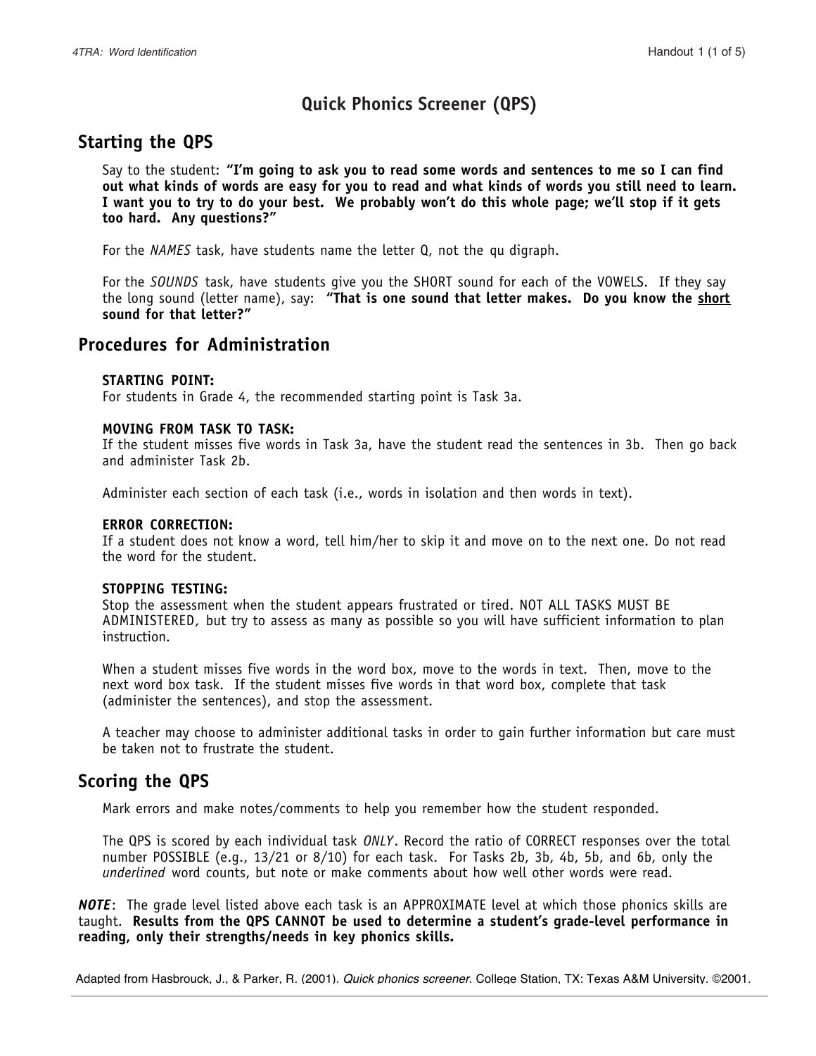# Quick Phonics Screener (QPS)

## Starting the QPS

Say to the student: **"I'm going to ask you to read some words and sentences to me so I can find out what kinds of words are easy for you to read and what kinds of words you still need to learn. I want you to try to do your best. We probably won't do this whole page; we'll stop if it gets too hard. Any questions?"**

For the *NAMES* task, have students name the letter Q, not the qu digraph.

For the *SOUNDS* task, have students give you the SHORT sound for each of the VOWELS. If they say the long sound (letter name), say: **"That is one sound that letter makes. Do you know the <u>short</u> sound for that letter?"**

## Procedures for Administration

**STARTING POINT:**
For students in Grade 4, the recommended starting point is Task 3a.

**MOVING FROM TASK TO TASK:**
If the student misses five words in Task 3a, have the student read the sentences in 3b. Then go back and administer Task 2b.

Administer each section of each task (i.e., words in isolation and then words in text).

**ERROR CORRECTION:**
If a student does not know a word, tell him/her to skip it and move on to the next one. Do not read the word for the student.

**STOPPING TESTING:**
Stop the assessment when the student appears frustrated or tired. NOT ALL TASKS MUST BE ADMINISTERED, but try to assess as many as possible so you will have sufficient information to plan instruction.

When a student misses five words in the word box, move to the words in text. Then, move to the next word box task. If the student misses five words in that word box, complete that task (administer the sentences), and stop the assessment.

A teacher may choose to administer additional tasks in order to gain further information but care must be taken not to frustrate the student.

## Scoring the QPS

Mark errors and make notes/comments to help you remember how the student responded.

The QPS is scored by each individual task *ONLY*. Record the ratio of CORRECT responses over the total number POSSIBLE (e.g., 13/21 or 8/10) for each task. For Tasks 2b, 3b, 4b, 5b, and 6b, only the *underlined* word counts, but note or make comments about how well other words were read.

***NOTE***: The grade level listed above each task is an APPROXIMATE level at which those phonics skills are taught. **Results from the QPS CANNOT be used to determine a student's grade-level performance in reading, only their strengths/needs in key phonics skills.**

Adapted from Hasbrouck, J., & Parker, R. (2001). *Quick phonics screener*. College Station, TX: Texas A&M University. ©2001.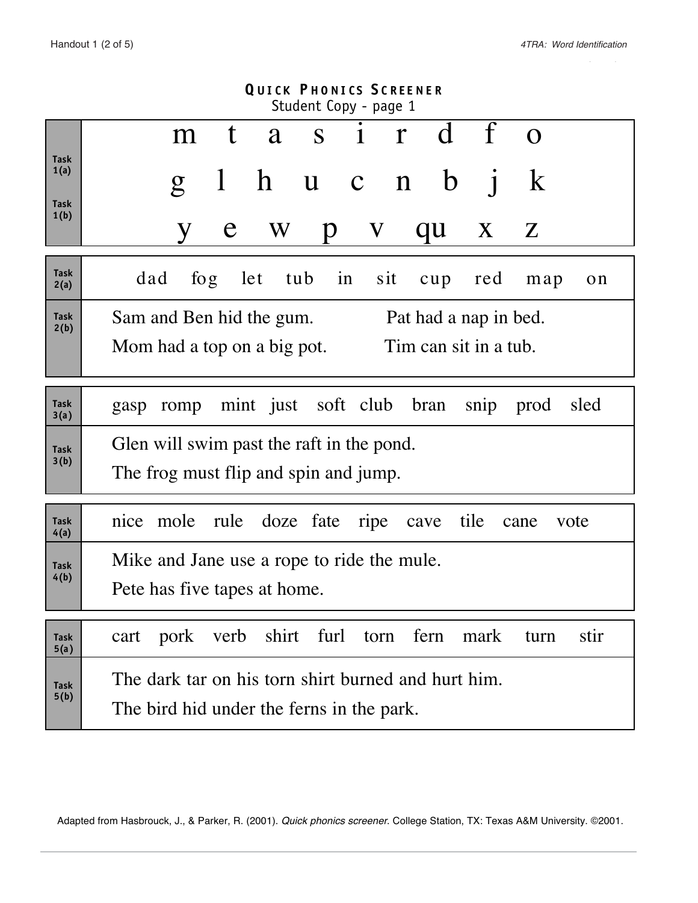## Quick Phonics Screener

Student Copy - page 1

| Task | Items |
|---|---|
| Task 1(a) / Task 1(b) | m t a s i r d f o<br>g l h u c n b j k<br>y e w p v qu x z |
| Task 2(a) | dad fog let tub in sit cup red map on |
| Task 2(b) | Sam and Ben hid the gum. Pat had a nap in bed.<br>Mom had a top on a big pot. Tim can sit in a tub. |
| Task 3(a) | gasp romp mint just soft club bran snip prod sled |
| Task 3(b) | Glen will swim past the raft in the pond.<br>The frog must flip and spin and jump. |
| Task 4(a) | nice mole rule doze fate ripe cave tile cane vote |
| Task 4(b) | Mike and Jane use a rope to ride the mule.<br>Pete has five tapes at home. |
| Task 5(a) | cart pork verb shirt furl torn fern mark turn stir |
| Task 5(b) | The dark tar on his torn shirt burned and hurt him.<br>The bird hid under the ferns in the park. |

Adapted from Hasbrouck, J., & Parker, R. (2001). *Quick phonics screener.* College Station, TX: Texas A&M University. ©2001.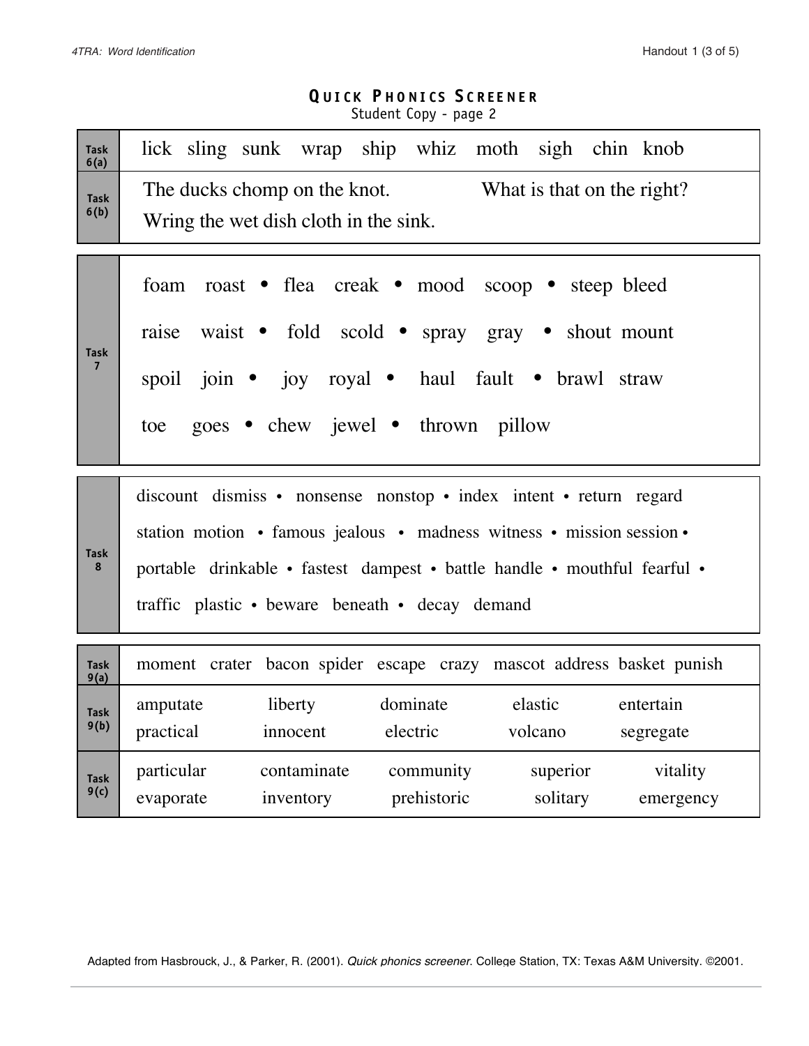## QUICK PHONICS SCREENER

Student Copy - page 2

| Task | Items |
|---|---|
| Task 6(a) | lick sling sunk wrap ship whiz moth sigh chin knob |
| Task 6(b) | The ducks chomp on the knot. What is that on the right? Wring the wet dish cloth in the sink. |
| Task 7 | foam roast • flea creak • mood scoop • steep bleed<br>raise waist • fold scold • spray gray • shout mount<br>spoil join • joy royal • haul fault • brawl straw<br>toe goes • chew jewel • thrown pillow |
| Task 8 | discount dismiss • nonsense nonstop • index intent • return regard<br>station motion • famous jealous • madness witness • mission session •<br>portable drinkable • fastest dampest • battle handle • mouthful fearful •<br>traffic plastic • beware beneath • decay demand |
| Task 9(a) | moment crater bacon spider escape crazy mascot address basket punish |
| Task 9(b) | amputate liberty dominate elastic entertain<br>practical innocent electric volcano segregate |
| Task 9(c) | particular contaminate community superior vitality<br>evaporate inventory prehistoric solitary emergency |

Adapted from Hasbrouck, J., & Parker, R. (2001). *Quick phonics screener.* College Station, TX: Texas A&M University. ©2001.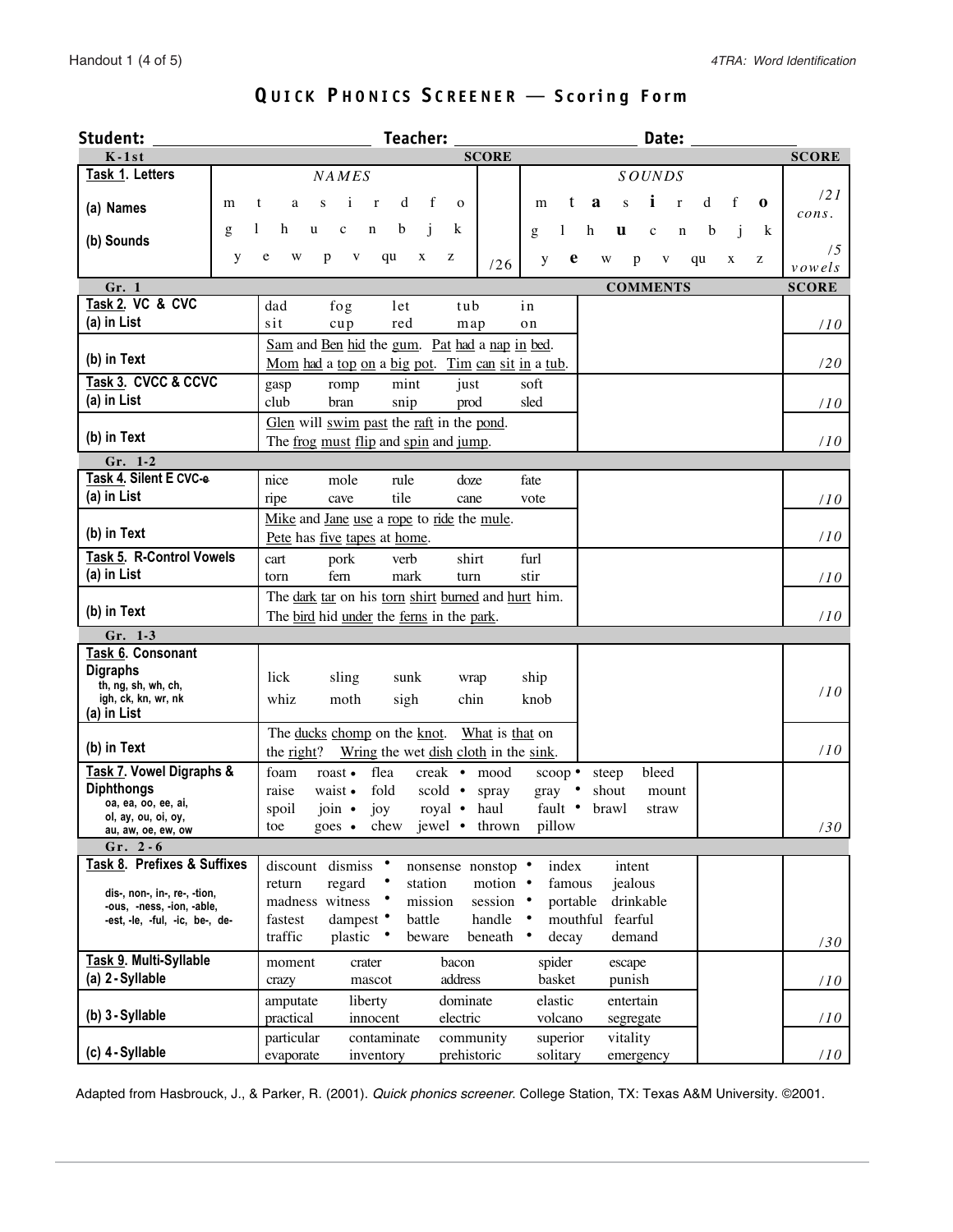# QUICK PHONICS SCREENER — Scoring Form

**Student:** ______________________ **Teacher:** ______________________ **Date:** ____________

| K-1st | | SCORE | | SCORE |
|---|---|---|---|---|
| **Task 1. Letters** | *NAMES* | | *SOUNDS* | |
| **(a) Names** | m t a s i r d f o | | m t **a** s **i** r d f **o** | /21 *cons.* |
| **(b) Sounds** | g l h u c n b j k | | g l h **u** c n b j k | |
| | y e w p v qu x z | /26 | y **e** w p v qu x z | /5 *vowels* |

| Gr. 1 | | COMMENTS | SCORE |
|---|---|---|---|
| **Task 2. VC & CVC (a) in List** | dad fog let tub in<br>sit cup red map on | | /10 |
| **(b) in Text** | <u>Sam</u> and <u>Ben</u> <u>hid</u> the <u>gum</u>. <u>Pat</u> <u>had</u> a <u>nap</u> <u>in</u> <u>bed</u>.<br><u>Mom</u> <u>had</u> a <u>top</u> <u>on</u> a <u>big</u> <u>pot</u>. <u>Tim</u> <u>can</u> <u>sit</u> <u>in</u> a <u>tub</u>. | | /20 |
| **Task 3. CVCC & CCVC (a) in List** | gasp romp mint just soft<br>club bran snip prod sled | | /10 |
| **(b) in Text** | <u>Glen</u> will <u>swim</u> <u>past</u> the <u>raft</u> in the <u>pond</u>.<br>The <u>frog</u> <u>must</u> <u>flip</u> and <u>spin</u> and <u>jump</u>. | | /10 |

| Gr. 1-2 | | COMMENTS | SCORE |
|---|---|---|---|
| **Task 4. Silent E CVC-e (a) in List** | nice mole rule doze fate<br>ripe cave tile cane vote | | /10 |
| **(b) in Text** | <u>Mike</u> and <u>Jane</u> <u>use</u> a <u>rope</u> to <u>ride</u> the <u>mule</u>.<br><u>Pete</u> has <u>five</u> <u>tapes</u> at <u>home</u>. | | /10 |
| **Task 5. R-Control Vowels (a) in List** | cart pork verb shirt furl<br>torn fern mark turn stir | | /10 |
| **(b) in Text** | The <u>dark</u> <u>tar</u> on his <u>torn</u> <u>shirt</u> <u>burned</u> and <u>hurt</u> him.<br>The <u>bird</u> hid <u>under</u> the <u>ferns</u> in the <u>park</u>. | | /10 |

| Gr. 1-3 | | COMMENTS | SCORE |
|---|---|---|---|
| **Task 6. Consonant Digraphs** th, ng, sh, wh, ch, igh, ck, kn, wr, nk **(a) in List** | lick sling sunk wrap ship<br>whiz moth sigh chin knob | | /10 |
| **(b) in Text** | The <u>ducks</u> <u>chomp</u> on the <u>knot</u>. <u>What</u> is <u>that</u> on the <u>right</u>? <u>Wring</u> the wet <u>dish</u> <u>cloth</u> in the <u>sink</u>. | | /10 |
| **Task 7. Vowel Digraphs & Diphthongs** oa, ea, oo, ee, ai, oi, ay, ou, oi, oy, au, aw, oe, ew, ow | foam roast • flea creak • mood scoop • steep bleed<br>raise waist • fold scold • spray gray • shout mount<br>spoil join • joy royal • haul fault • brawl straw<br>toe goes • chew jewel • thrown pillow | | /30 |

| Gr. 2-6 | | COMMENTS | SCORE |
|---|---|---|---|
| **Task 8. Prefixes & Suffixes** dis-, non-, in-, re-, -tion, -ous, -ness, -ion, -able, -est, -le, -ful, -ic, be-, de- | discount dismiss • nonsense nonstop • index intent<br>return regard • station motion • famous jealous<br>madness witness • mission session • portable drinkable<br>fastest dampest • battle handle • mouthful fearful<br>traffic plastic • beware beneath • decay demand | | /30 |
| **Task 9. Multi-Syllable (a) 2-Syllable** | moment crater bacon spider escape<br>crazy mascot address basket punish | | /10 |
| **(b) 3-Syllable** | amputate liberty dominate elastic entertain<br>practical innocent electric volcano segregate | | /10 |
| **(c) 4-Syllable** | particular contaminate community superior vitality<br>evaporate inventory prehistoric solitary emergency | | /10 |

Adapted from Hasbrouck, J., & Parker, R. (2001). *Quick phonics screener.* College Station, TX: Texas A&M University. ©2001.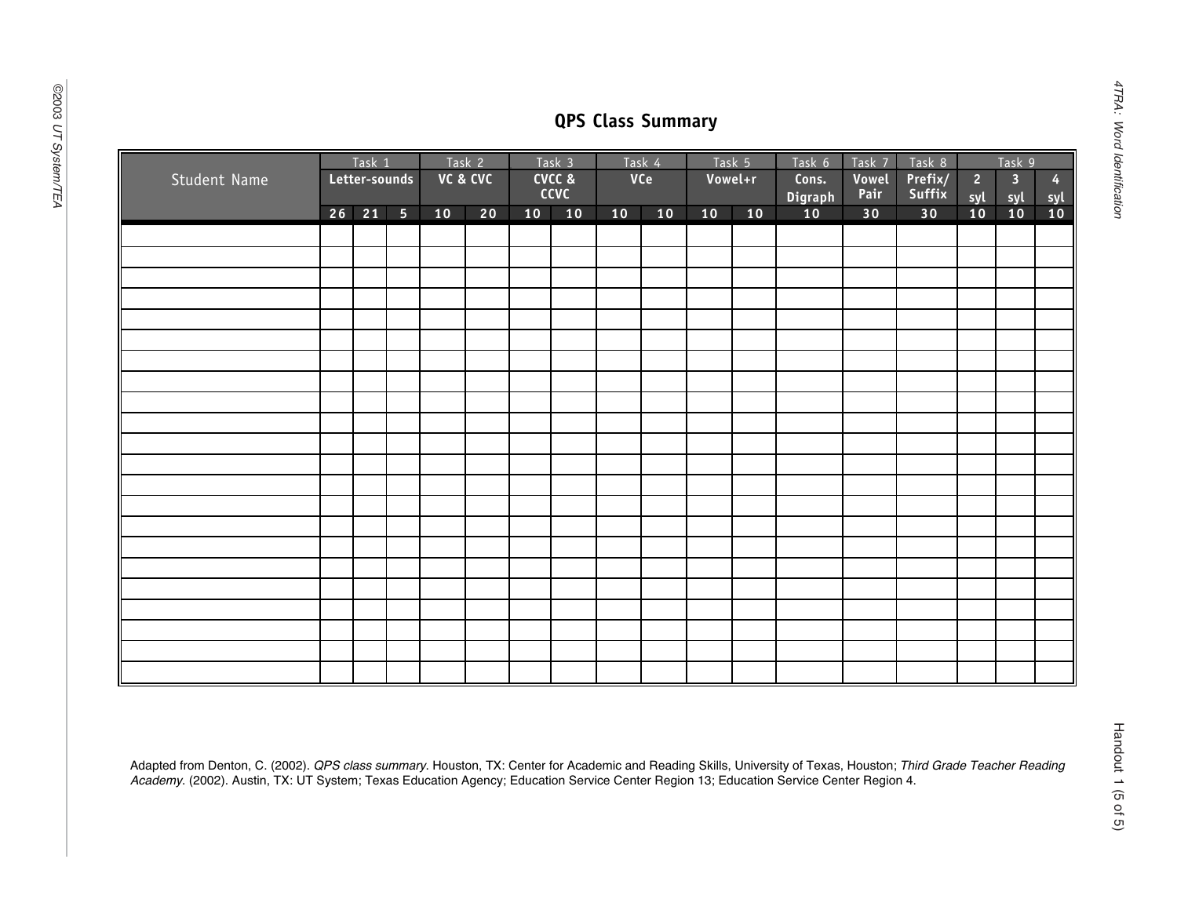# QPS Class Summary

| Student Name | Task 1 Letter-sounds | | | Task 2 VC & CVC | | Task 3 CVCC & CCVC | | Task 4 VCe | | Task 5 Vowel+r | | Task 6 Cons. Digraph | Task 7 Vowel Pair | Task 8 Prefix/ Suffix | Task 9 2 syl | 3 syl | 4 syl |
|---|---|---|---|---|---|---|---|---|---|---|---|---|---|---|---|---|---|
| | 26 | 21 | 5 | 10 | 20 | 10 | 10 | 10 | 10 | 10 | 10 | 10 | 30 | 30 | 10 | 10 | 10 |
| | | | | | | | | | | | | | | | | | |
| | | | | | | | | | | | | | | | | | |
| | | | | | | | | | | | | | | | | | |
| | | | | | | | | | | | | | | | | | |
| | | | | | | | | | | | | | | | | | |
| | | | | | | | | | | | | | | | | | |
| | | | | | | | | | | | | | | | | | |
| | | | | | | | | | | | | | | | | | |
| | | | | | | | | | | | | | | | | | |
| | | | | | | | | | | | | | | | | | |
| | | | | | | | | | | | | | | | | | |
| | | | | | | | | | | | | | | | | | |
| | | | | | | | | | | | | | | | | | |
| | | | | | | | | | | | | | | | | | |
| | | | | | | | | | | | | | | | | | |
| | | | | | | | | | | | | | | | | | |
| | | | | | | | | | | | | | | | | | |
| | | | | | | | | | | | | | | | | | |
| | | | | | | | | | | | | | | | | | |
| | | | | | | | | | | | | | | | | | |
| | | | | | | | | | | | | | | | | | |
| | | | | | | | | | | | | | | | | | |

Adapted from Denton, C. (2002). *QPS class summary*. Houston, TX: Center for Academic and Reading Skills, University of Texas, Houston; *Third Grade Teacher Reading Academy*. (2002). Austin, TX: UT System; Texas Education Agency; Education Service Center Region 13; Education Service Center Region 4.